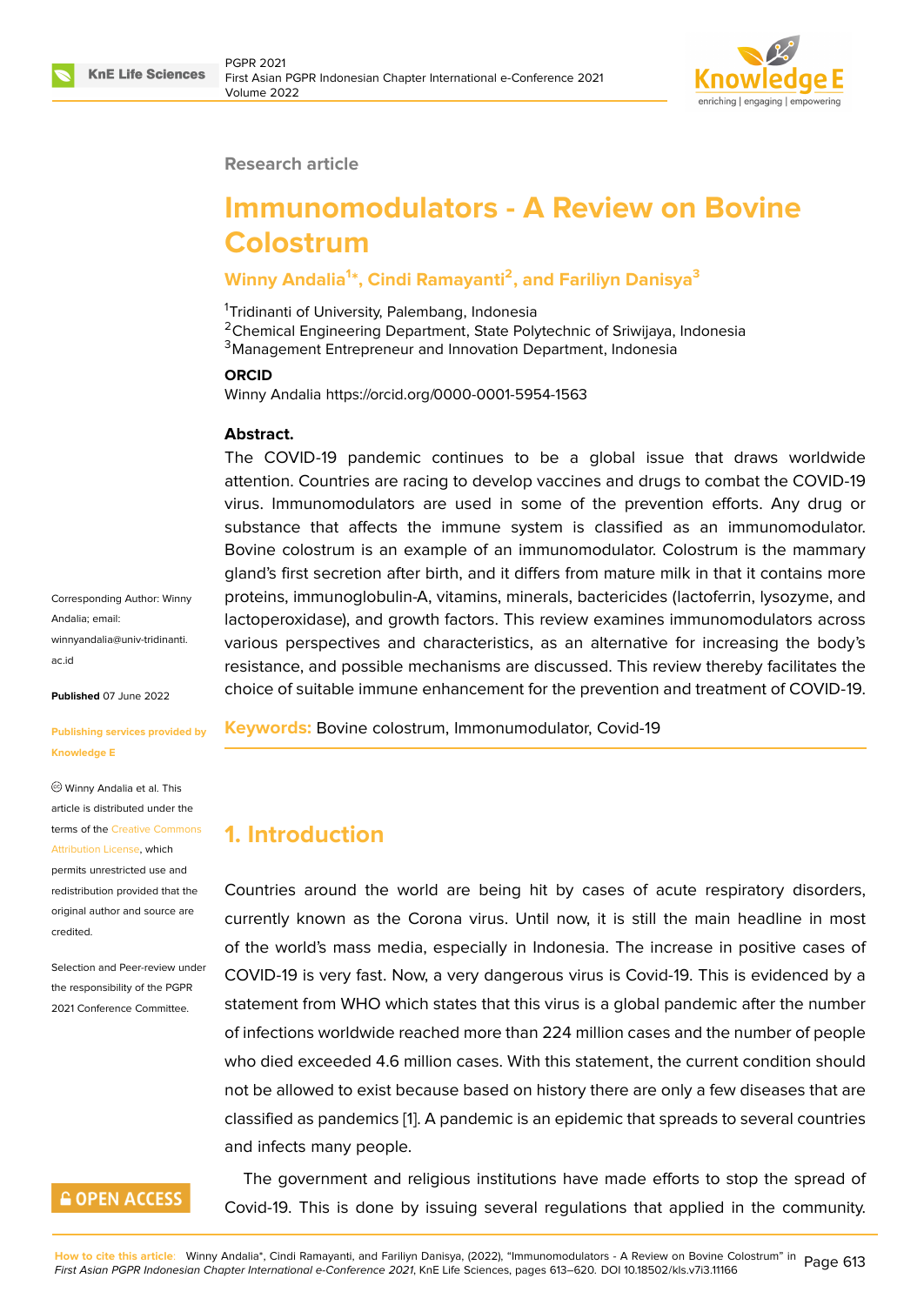Research article

# Immunomodulators - A Review on Bovine Colostrum

**Winny Andalia[1]*, Cindi Ramayanti[2], and Fariliyn Danisya[3]**

[1]Tridinanti of University, Palembang, Indonesia
[2]Chemical Engineering Department, State Polytechnic of Sriwijaya, Indonesia
[3]Management Entrepreneur and Innovation Department, Indonesia

**ORCID**

Winny Andalia https://orcid.org/0000-0001-5954-1563

Corresponding Author: Winny Andalia; email: winnyandalia@univ-tridinanti.ac.id

**Published** 07 June 2022

**Publishing services provided by Knowledge E**

© Winny Andalia et al. This article is distributed under the terms of the Creative Commons Attribution License, which permits unrestricted use and redistribution provided that the original author and source are credited.

Selection and Peer-review under the responsibility of the PGPR 2021 Conference Committee.

**Abstract.**

The COVID-19 pandemic continues to be a global issue that draws worldwide attention. Countries are racing to develop vaccines and drugs to combat the COVID-19 virus. Immunomodulators are used in some of the prevention efforts. Any drug or substance that affects the immune system is classified as an immunomodulator. Bovine colostrum is an example of an immunomodulator. Colostrum is the mammary gland's first secretion after birth, and it differs from mature milk in that it contains more proteins, immunoglobulin-A, vitamins, minerals, bactericides (lactoferrin, lysozyme, and lactoperoxidase), and growth factors. This review examines immunomodulators across various perspectives and characteristics, as an alternative for increasing the body's resistance, and possible mechanisms are discussed. This review thereby facilitates the choice of suitable immune enhancement for the prevention and treatment of COVID-19.

**Keywords:** Bovine colostrum, Immonumodulator, Covid-19

## 1. Introduction

Countries around the world are being hit by cases of acute respiratory disorders, currently known as the Corona virus. Until now, it is still the main headline in most of the world's mass media, especially in Indonesia. The increase in positive cases of COVID-19 is very fast. Now, a very dangerous virus is Covid-19. This is evidenced by a statement from WHO which states that this virus is a global pandemic after the number of infections worldwide reached more than 224 million cases and the number of people who died exceeded 4.6 million cases. With this statement, the current condition should not be allowed to exist because based on history there are only a few diseases that are classified as pandemics [1]. A pandemic is an epidemic that spreads to several countries and infects many people.

The government and religious institutions have made efforts to stop the spread of Covid-19. This is done by issuing several regulations that applied in the community.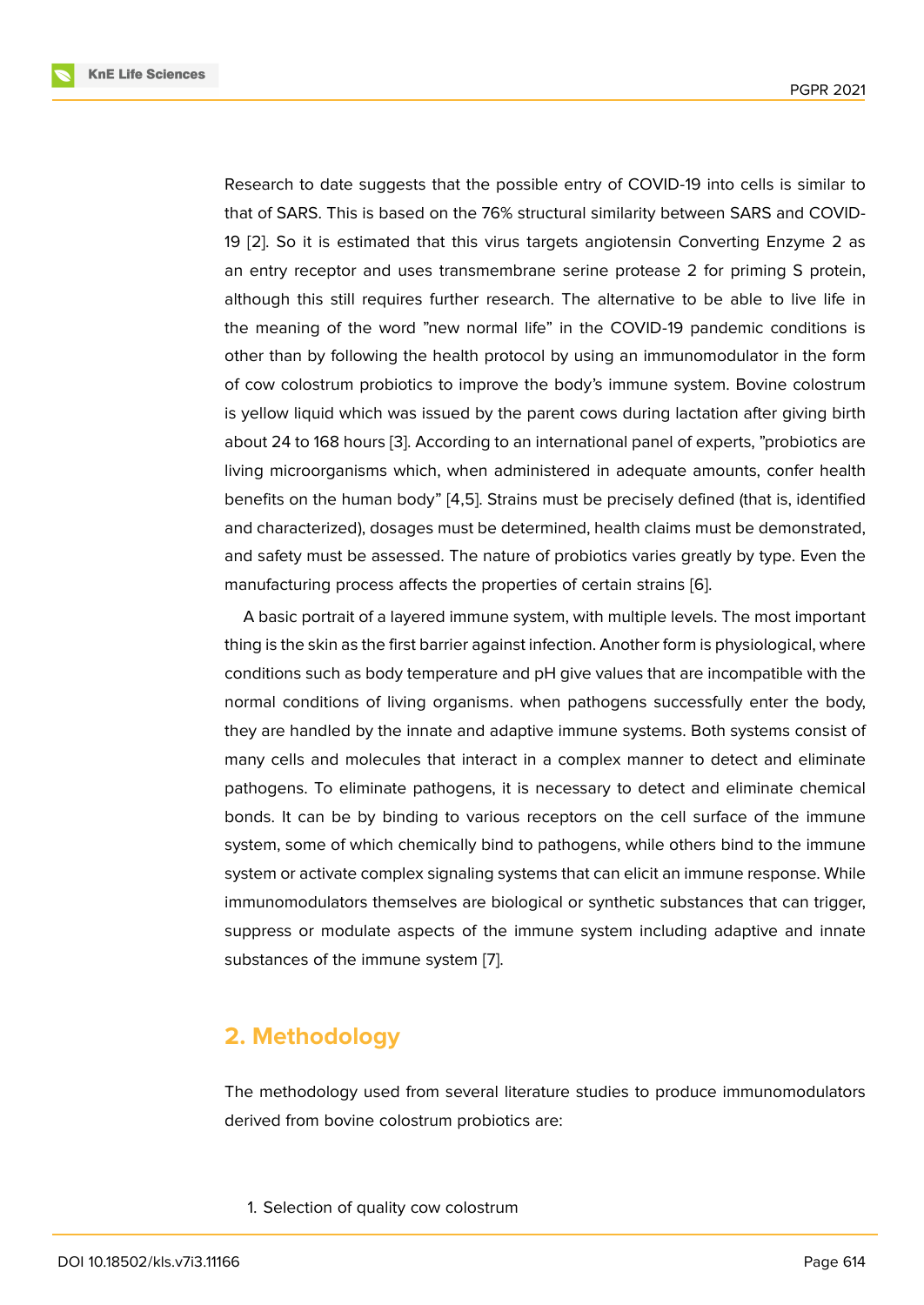Research to date suggests that the possible entry of COVID-19 into cells is similar to that of SARS. This is based on the 76% structural similarity between SARS and COVID-19 [2]. So it is estimated that this virus targets angiotensin Converting Enzyme 2 as an entry receptor and uses transmembrane serine protease 2 for priming S protein, although this still requires further research. The alternative to be able to live life in the meaning of the word "new normal life" in the COVID-19 pandemic conditions is other than by following the health protocol by using an immunomodulator in the form of cow colostrum probiotics to improve the body's immune system. Bovine colostrum is yellow liquid which was issued by the parent cows during lactation after giving birth about 24 to 168 hours [3]. According to an international panel of experts, "probiotics are living microorganisms which, when administered in adequate amounts, confer health benefits on the human body" [4,5]. Strains must be precisely defined (that is, identified and characterized), dosages must be determined, health claims must be demonstrated, and safety must be assessed. The nature of probiotics varies greatly by type. Even the manufacturing process affects the properties of certain strains [6].

A basic portrait of a layered immune system, with multiple levels. The most important thing is the skin as the first barrier against infection. Another form is physiological, where conditions such as body temperature and pH give values that are incompatible with the normal conditions of living organisms. when pathogens successfully enter the body, they are handled by the innate and adaptive immune systems. Both systems consist of many cells and molecules that interact in a complex manner to detect and eliminate pathogens. To eliminate pathogens, it is necessary to detect and eliminate chemical bonds. It can be by binding to various receptors on the cell surface of the immune system, some of which chemically bind to pathogens, while others bind to the immune system or activate complex signaling systems that can elicit an immune response. While immunomodulators themselves are biological or synthetic substances that can trigger, suppress or modulate aspects of the immune system including adaptive and innate substances of the immune system [7].

## 2. Methodology

The methodology used from several literature studies to produce immunomodulators derived from bovine colostrum probiotics are:

1. Selection of quality cow colostrum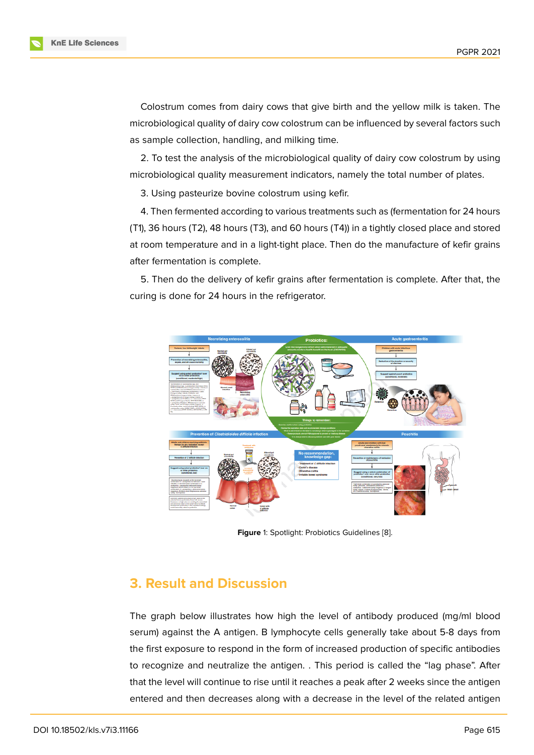Colostrum comes from dairy cows that give birth and the yellow milk is taken. The microbiological quality of dairy cow colostrum can be influenced by several factors such as sample collection, handling, and milking time.

2. To test the analysis of the microbiological quality of dairy cow colostrum by using microbiological quality measurement indicators, namely the total number of plates.

3. Using pasteurize bovine colostrum using kefir.

4. Then fermented according to various treatments such as (fermentation for 24 hours (T1), 36 hours (T2), 48 hours (T3), and 60 hours (T4)) in a tightly closed place and stored at room temperature and in a light-tight place. Then do the manufacture of kefir grains after fermentation is complete.

5. Then do the delivery of kefir grains after fermentation is complete. After that, the curing is done for 24 hours in the refrigerator.

**Figure** 1: Spotlight: Probiotics Guidelines [8].

## 3. Result and Discussion

The graph below illustrates how high the level of antibody produced (mg/ml blood serum) against the A antigen. B lymphocyte cells generally take about 5-8 days from the first exposure to respond in the form of increased production of specific antibodies to recognize and neutralize the antigen. . This period is called the "lag phase". After that the level will continue to rise until it reaches a peak after 2 weeks since the antigen entered and then decreases along with a decrease in the level of the related antigen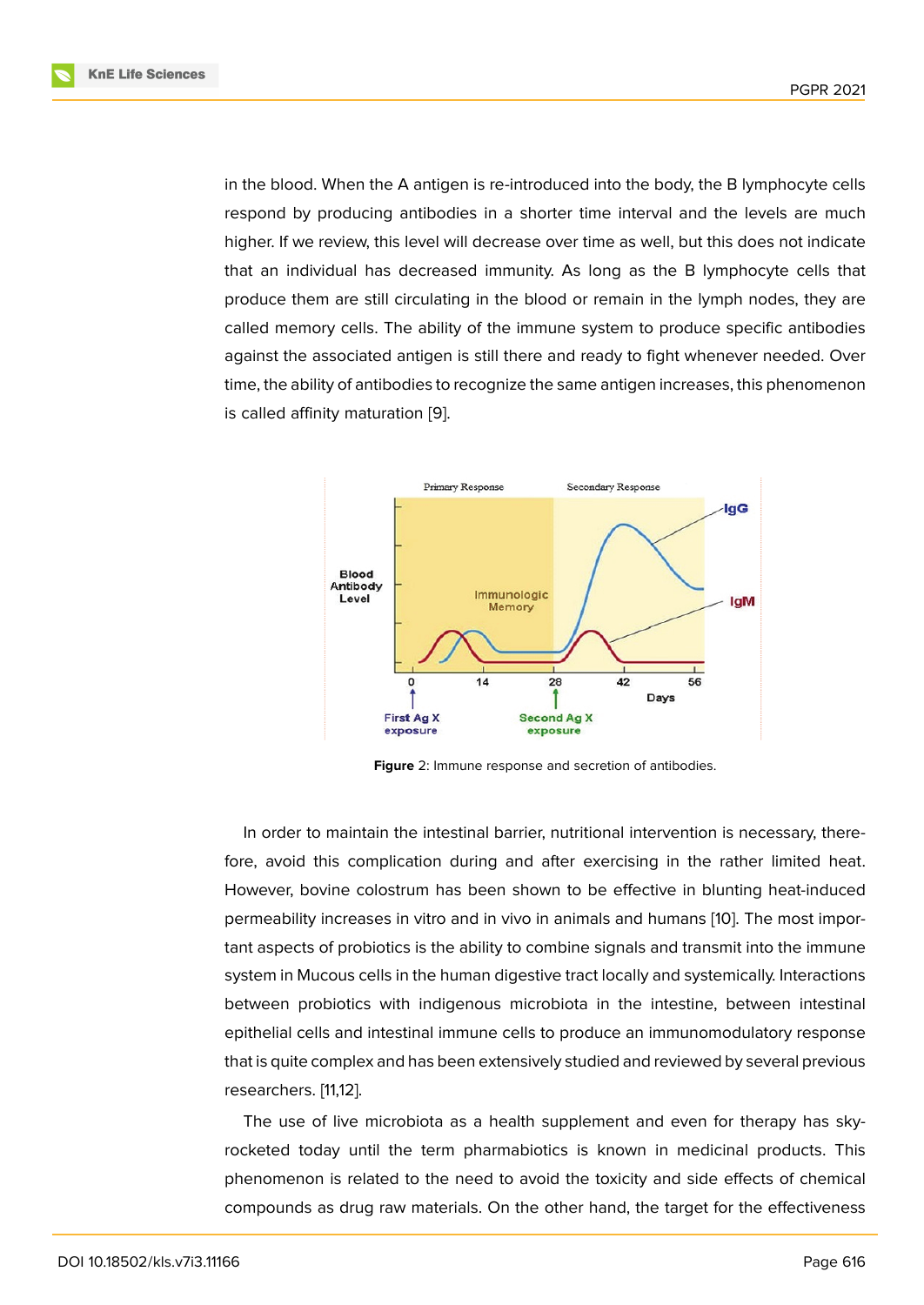in the blood. When the A antigen is re-introduced into the body, the B lymphocyte cells respond by producing antibodies in a shorter time interval and the levels are much higher. If we review, this level will decrease over time as well, but this does not indicate that an individual has decreased immunity. As long as the B lymphocyte cells that produce them are still circulating in the blood or remain in the lymph nodes, they are called memory cells. The ability of the immune system to produce specific antibodies against the associated antigen is still there and ready to fight whenever needed. Over time, the ability of antibodies to recognize the same antigen increases, this phenomenon is called affinity maturation [9].

**Figure** 2: Immune response and secretion of antibodies.

In order to maintain the intestinal barrier, nutritional intervention is necessary, therefore, avoid this complication during and after exercising in the rather limited heat. However, bovine colostrum has been shown to be effective in blunting heat-induced permeability increases in vitro and in vivo in animals and humans [10]. The most important aspects of probiotics is the ability to combine signals and transmit into the immune system in Mucous cells in the human digestive tract locally and systemically. Interactions between probiotics with indigenous microbiota in the intestine, between intestinal epithelial cells and intestinal immune cells to produce an immunomodulatory response that is quite complex and has been extensively studied and reviewed by several previous researchers. [11,12].

The use of live microbiota as a health supplement and even for therapy has skyrocketed today until the term pharmabiotics is known in medicinal products. This phenomenon is related to the need to avoid the toxicity and side effects of chemical compounds as drug raw materials. On the other hand, the target for the effectiveness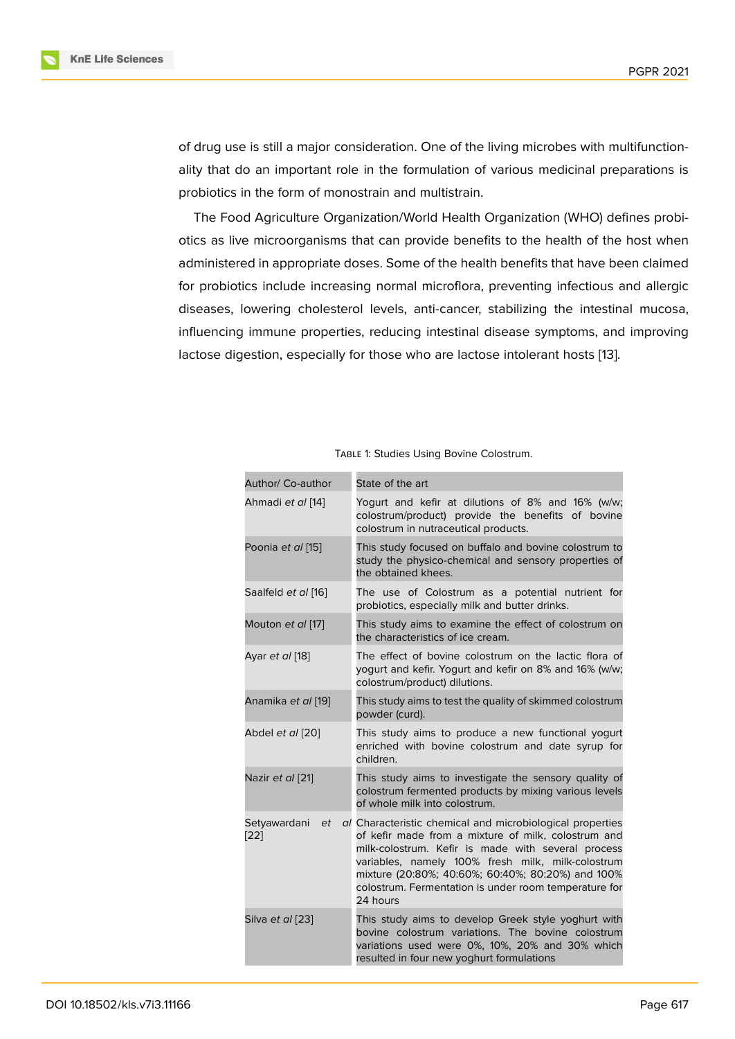of drug use is still a major consideration. One of the living microbes with multifunctionality that do an important role in the formulation of various medicinal preparations is probiotics in the form of monostrain and multistrain.

The Food Agriculture Organization/World Health Organization (WHO) defines probiotics as live microorganisms that can provide benefits to the health of the host when administered in appropriate doses. Some of the health benefits that have been claimed for probiotics include increasing normal microflora, preventing infectious and allergic diseases, lowering cholesterol levels, anti-cancer, stabilizing the intestinal mucosa, influencing immune properties, reducing intestinal disease symptoms, and improving lactose digestion, especially for those who are lactose intolerant hosts [13].

Table 1: Studies Using Bovine Colostrum.

| Author/ Co-author | State of the art |
|---|---|
| Ahmadi *et al* [14] | Yogurt and kefir at dilutions of 8% and 16% (w/w; colostrum/product) provide the benefits of bovine colostrum in nutraceutical products. |
| Poonia *et al* [15] | This study focused on buffalo and bovine colostrum to study the physico-chemical and sensory properties of the obtained khees. |
| Saalfeld *et al* [16] | The use of Colostrum as a potential nutrient for probiotics, especially milk and butter drinks. |
| Mouton *et al* [17] | This study aims to examine the effect of colostrum on the characteristics of ice cream. |
| Ayar *et al* [18] | The effect of bovine colostrum on the lactic flora of yogurt and kefir. Yogurt and kefir on 8% and 16% (w/w; colostrum/product) dilutions. |
| Anamika *et al* [19] | This study aims to test the quality of skimmed colostrum powder (curd). |
| Abdel *et al* [20] | This study aims to produce a new functional yogurt enriched with bovine colostrum and date syrup for children. |
| Nazir *et al* [21] | This study aims to investigate the sensory quality of colostrum fermented products by mixing various levels of whole milk into colostrum. |
| Setyawardani *et al* [22] | Characteristic chemical and microbiological properties of kefir made from a mixture of milk, colostrum and milk-colostrum. Kefir is made with several process variables, namely 100% fresh milk, milk-colostrum mixture (20:80%; 40:60%; 60:40%; 80:20%) and 100% colostrum. Fermentation is under room temperature for 24 hours |
| Silva *et al* [23] | This study aims to develop Greek style yoghurt with bovine colostrum variations. The bovine colostrum variations used were 0%, 10%, 20% and 30% which resulted in four new yoghurt formulations |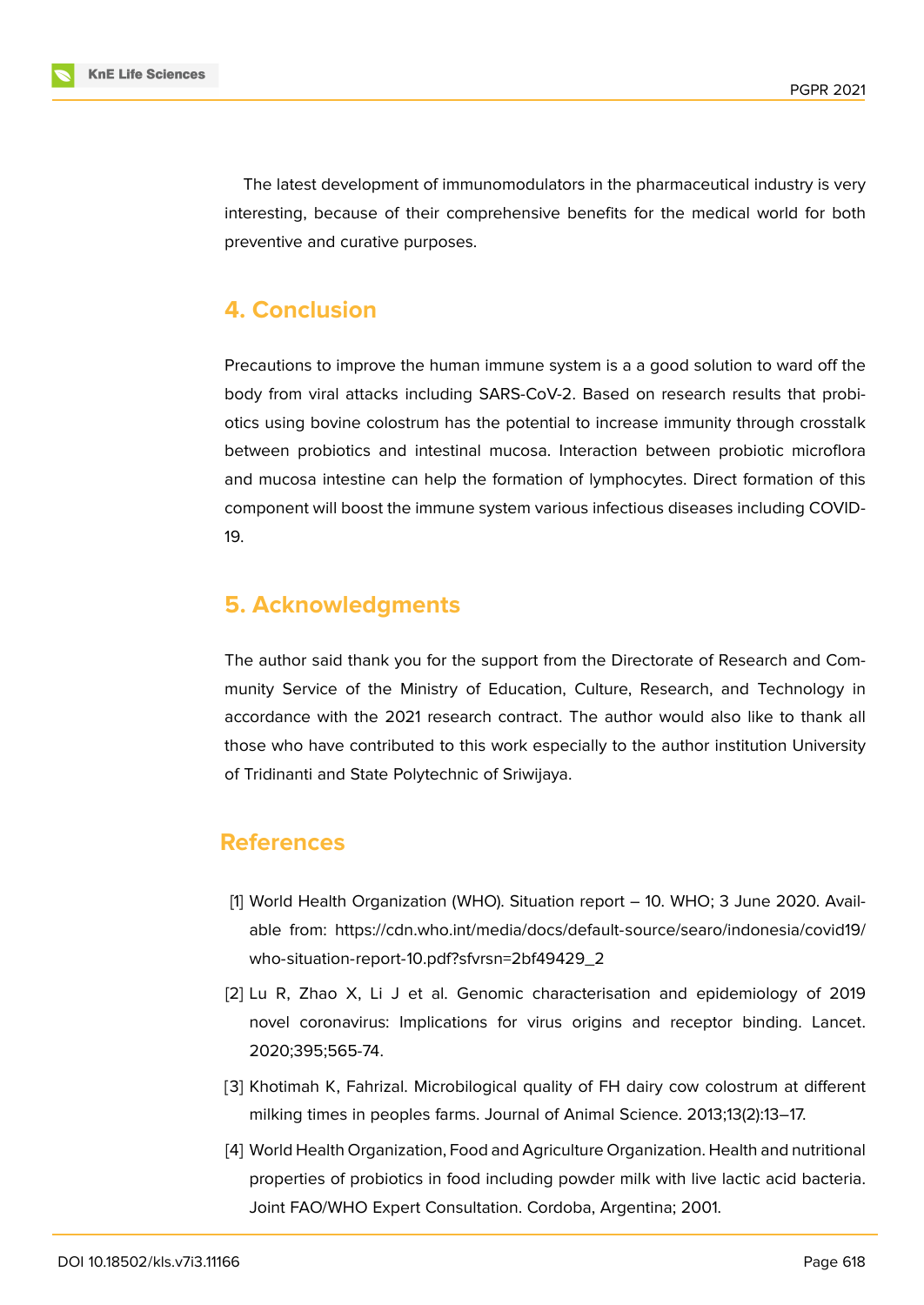The latest development of immunomodulators in the pharmaceutical industry is very interesting, because of their comprehensive benefits for the medical world for both preventive and curative purposes.

## 4. Conclusion

Precautions to improve the human immune system is a a good solution to ward off the body from viral attacks including SARS-CoV-2. Based on research results that probiotics using bovine colostrum has the potential to increase immunity through crosstalk between probiotics and intestinal mucosa. Interaction between probiotic microflora and mucosa intestine can help the formation of lymphocytes. Direct formation of this component will boost the immune system various infectious diseases including COVID-19.

## 5. Acknowledgments

The author said thank you for the support from the Directorate of Research and Community Service of the Ministry of Education, Culture, Research, and Technology in accordance with the 2021 research contract. The author would also like to thank all those who have contributed to this work especially to the author institution University of Tridinanti and State Polytechnic of Sriwijaya.

## References

[1] World Health Organization (WHO). Situation report – 10. WHO; 3 June 2020. Available from: https://cdn.who.int/media/docs/default-source/searo/indonesia/covid19/who-situation-report-10.pdf?sfvrsn=2bf49429_2

[2] Lu R, Zhao X, Li J et al. Genomic characterisation and epidemiology of 2019 novel coronavirus: Implications for virus origins and receptor binding. Lancet. 2020;395;565-74.

[3] Khotimah K, Fahrizal. Microbilogical quality of FH dairy cow colostrum at different milking times in peoples farms. Journal of Animal Science. 2013;13(2):13–17.

[4] World Health Organization, Food and Agriculture Organization. Health and nutritional properties of probiotics in food including powder milk with live lactic acid bacteria. Joint FAO/WHO Expert Consultation. Cordoba, Argentina; 2001.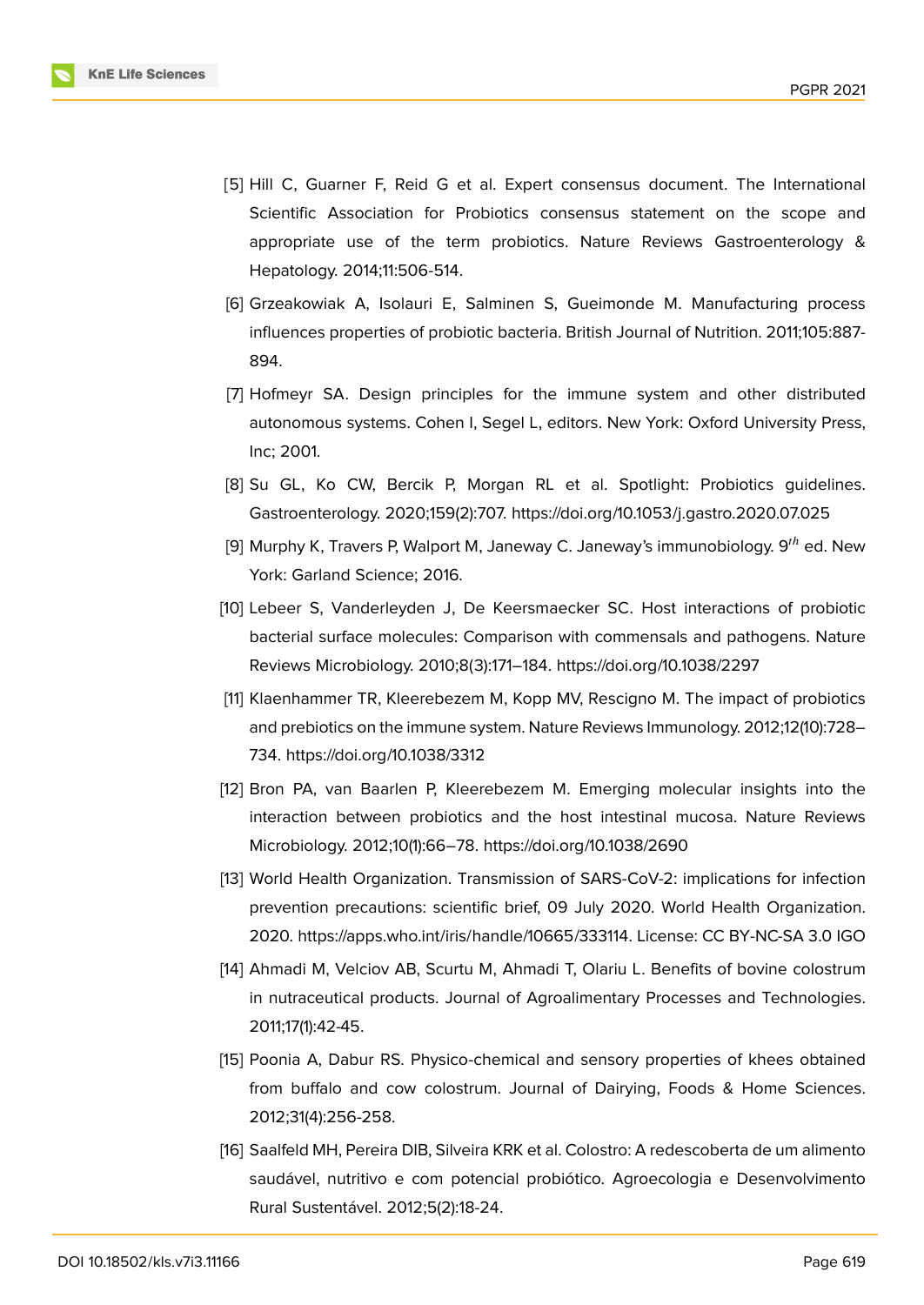[5] Hill C, Guarner F, Reid G et al. Expert consensus document. The International Scientific Association for Probiotics consensus statement on the scope and appropriate use of the term probiotics. Nature Reviews Gastroenterology & Hepatology. 2014;11:506-514.

[6] Grzeakowiak A, Isolauri E, Salminen S, Gueimonde M. Manufacturing process influences properties of probiotic bacteria. British Journal of Nutrition. 2011;105:887-894.

[7] Hofmeyr SA. Design principles for the immune system and other distributed autonomous systems. Cohen I, Segel L, editors. New York: Oxford University Press, Inc; 2001.

[8] Su GL, Ko CW, Bercik P, Morgan RL et al. Spotlight: Probiotics guidelines. Gastroenterology. 2020;159(2):707. https://doi.org/10.1053/j.gastro.2020.07.025

[9] Murphy K, Travers P, Walport M, Janeway C. Janeway's immunobiology. $9^{th}$ ed. New York: Garland Science; 2016.

[10] Lebeer S, Vanderleyden J, De Keersmaecker SC. Host interactions of probiotic bacterial surface molecules: Comparison with commensals and pathogens. Nature Reviews Microbiology. 2010;8(3):171–184. https://doi.org/10.1038/2297

[11] Klaenhammer TR, Kleerebezem M, Kopp MV, Rescigno M. The impact of probiotics and prebiotics on the immune system. Nature Reviews Immunology. 2012;12(10):728–734. https://doi.org/10.1038/3312

[12] Bron PA, van Baarlen P, Kleerebezem M. Emerging molecular insights into the interaction between probiotics and the host intestinal mucosa. Nature Reviews Microbiology. 2012;10(1):66–78. https://doi.org/10.1038/2690

[13] World Health Organization. Transmission of SARS-CoV-2: implications for infection prevention precautions: scientific brief, 09 July 2020. World Health Organization. 2020. https://apps.who.int/iris/handle/10665/333114. License: CC BY-NC-SA 3.0 IGO

[14] Ahmadi M, Velciov AB, Scurtu M, Ahmadi T, Olariu L. Benefits of bovine colostrum in nutraceutical products. Journal of Agroalimentary Processes and Technologies. 2011;17(1):42-45.

[15] Poonia A, Dabur RS. Physico-chemical and sensory properties of khees obtained from buffalo and cow colostrum. Journal of Dairying, Foods & Home Sciences. 2012;31(4):256-258.

[16] Saalfeld MH, Pereira DIB, Silveira KRK et al. Colostro: A redescoberta de um alimento saudável, nutritivo e com potencial probiótico. Agroecologia e Desenvolvimento Rural Sustentável. 2012;5(2):18-24.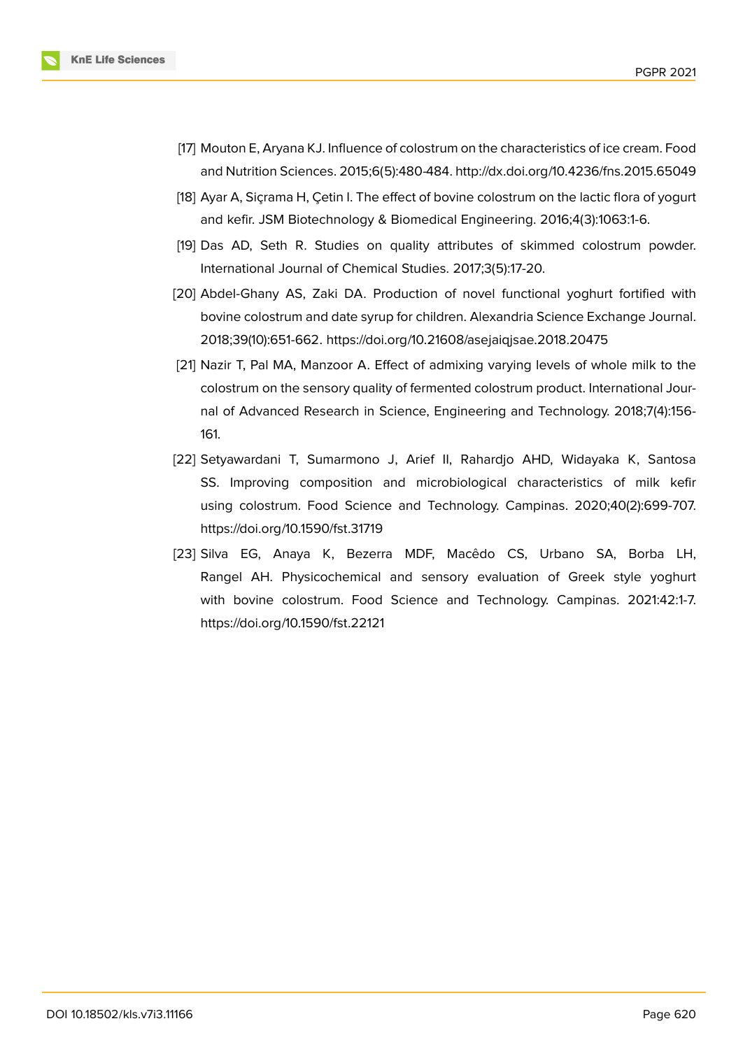[17] Mouton E, Aryana KJ. Influence of colostrum on the characteristics of ice cream. Food and Nutrition Sciences. 2015;6(5):480-484. http://dx.doi.org/10.4236/fns.2015.65049

[18] Ayar A, Siçrama H, Çetin I. The effect of bovine colostrum on the lactic flora of yogurt and kefir. JSM Biotechnology & Biomedical Engineering. 2016;4(3):1063:1-6.

[19] Das AD, Seth R. Studies on quality attributes of skimmed colostrum powder. International Journal of Chemical Studies. 2017;3(5):17-20.

[20] Abdel-Ghany AS, Zaki DA. Production of novel functional yoghurt fortified with bovine colostrum and date syrup for children. Alexandria Science Exchange Journal. 2018;39(10):651-662. https://doi.org/10.21608/asejaiqjsae.2018.20475

[21] Nazir T, Pal MA, Manzoor A. Effect of admixing varying levels of whole milk to the colostrum on the sensory quality of fermented colostrum product. International Journal of Advanced Research in Science, Engineering and Technology. 2018;7(4):156-161.

[22] Setyawardani T, Sumarmono J, Arief II, Rahardjo AHD, Widayaka K, Santosa SS. Improving composition and microbiological characteristics of milk kefir using colostrum. Food Science and Technology. Campinas. 2020;40(2):699-707. https://doi.org/10.1590/fst.31719

[23] Silva EG, Anaya K, Bezerra MDF, Macêdo CS, Urbano SA, Borba LH, Rangel AH. Physicochemical and sensory evaluation of Greek style yoghurt with bovine colostrum. Food Science and Technology. Campinas. 2021:42:1-7. https://doi.org/10.1590/fst.22121